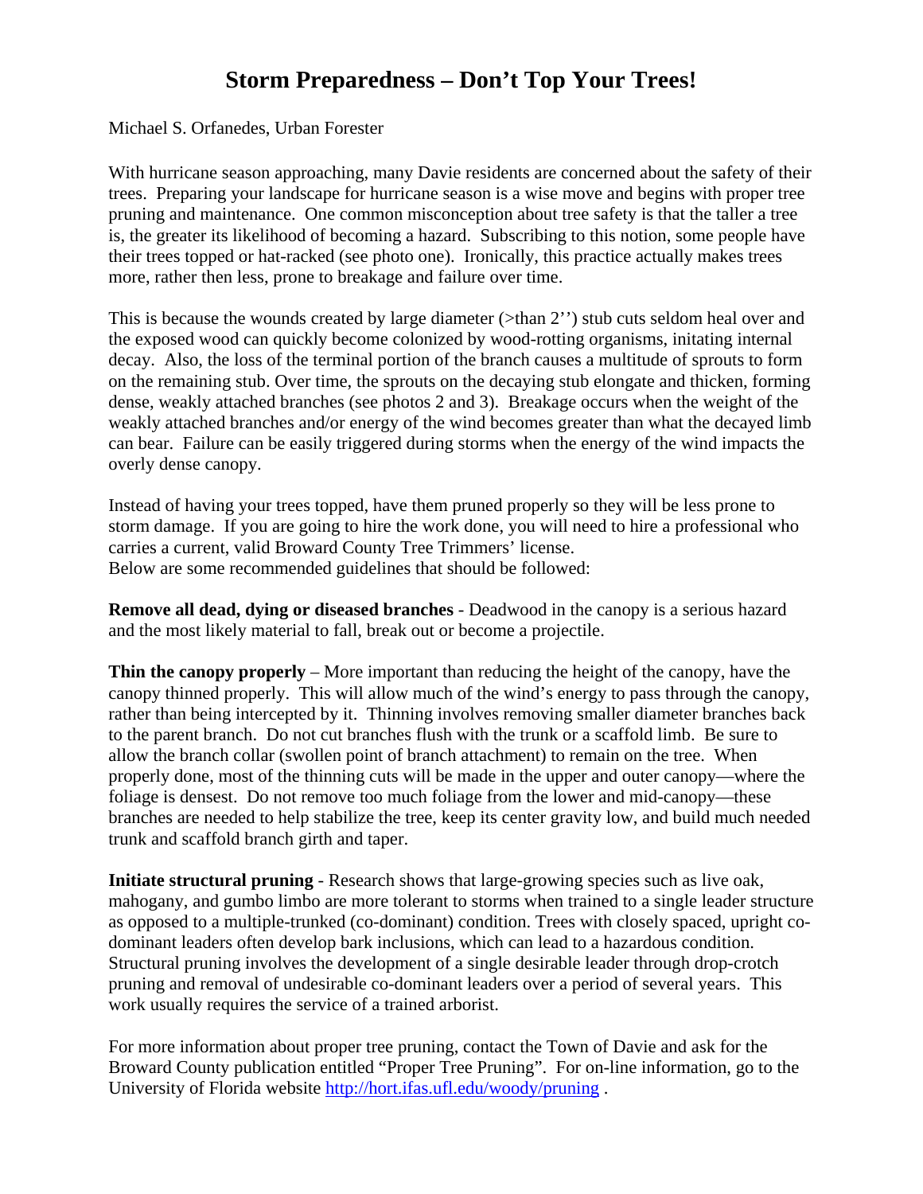# Storm Preparedness – Don't Top Your Trees!

Michael S. Orfanedes, Urban Forester

With hurricane season approaching, many Davie residents are concerned about the safety of their trees. Preparing your landscape for hurricane season is a wise move and begins with proper tree pruning and maintenance. One common misconception about tree safety is that the taller a tree is, the greater its likelihood of becoming a hazard. Subscribing to this notion, some people have their trees topped or hat-racked (see photo one). Ironically, this practice actually makes trees more, rather then less, prone to breakage and failure over time.

This is because the wounds created by large diameter (>than 2'') stub cuts seldom heal over and the exposed wood can quickly become colonized by wood-rotting organisms, initating internal decay. Also, the loss of the terminal portion of the branch causes a multitude of sprouts to form on the remaining stub. Over time, the sprouts on the decaying stub elongate and thicken, forming dense, weakly attached branches (see photos 2 and 3). Breakage occurs when the weight of the weakly attached branches and/or energy of the wind becomes greater than what the decayed limb can bear. Failure can be easily triggered during storms when the energy of the wind impacts the overly dense canopy.

Instead of having your trees topped, have them pruned properly so they will be less prone to storm damage. If you are going to hire the work done, you will need to hire a professional who carries a current, valid Broward County Tree Trimmers' license.
Below are some recommended guidelines that should be followed:

**Remove all dead, dying or diseased branches** - Deadwood in the canopy is a serious hazard and the most likely material to fall, break out or become a projectile.

**Thin the canopy properly** – More important than reducing the height of the canopy, have the canopy thinned properly. This will allow much of the wind's energy to pass through the canopy, rather than being intercepted by it. Thinning involves removing smaller diameter branches back to the parent branch. Do not cut branches flush with the trunk or a scaffold limb. Be sure to allow the branch collar (swollen point of branch attachment) to remain on the tree. When properly done, most of the thinning cuts will be made in the upper and outer canopy—where the foliage is densest. Do not remove too much foliage from the lower and mid-canopy—these branches are needed to help stabilize the tree, keep its center gravity low, and build much needed trunk and scaffold branch girth and taper.

**Initiate structural pruning** - Research shows that large-growing species such as live oak, mahogany, and gumbo limbo are more tolerant to storms when trained to a single leader structure as opposed to a multiple-trunked (co-dominant) condition. Trees with closely spaced, upright co-dominant leaders often develop bark inclusions, which can lead to a hazardous condition. Structural pruning involves the development of a single desirable leader through drop-crotch pruning and removal of undesirable co-dominant leaders over a period of several years. This work usually requires the service of a trained arborist.

For more information about proper tree pruning, contact the Town of Davie and ask for the Broward County publication entitled "Proper Tree Pruning". For on-line information, go to the University of Florida website http://hort.ifas.ufl.edu/woody/pruning .